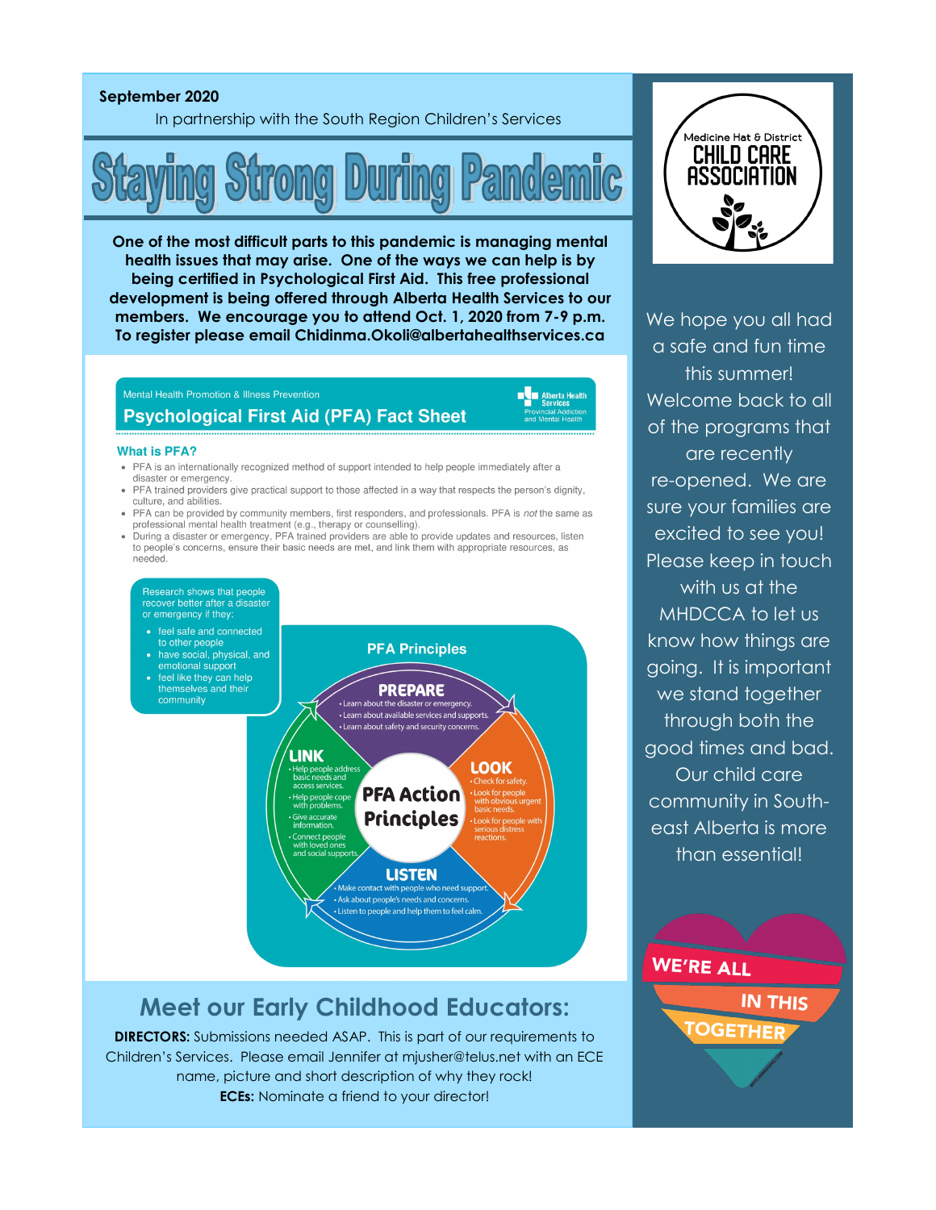**September 2020**

In partnership with the South Region Children's Services

# Staying Strong During Pandemic

**One of the most difficult parts to this pandemic is managing mental health issues that may arise. One of the ways we can help is by being certified in Psychological First Aid. This free professional development is being offered through Alberta Health Services to our members. We encourage you to attend Oct. 1, 2020 from 7-9 p.m. To register please email Chidinma.Okoli@albertahealthservices.ca**

Mental Health Promotion & Illness Prevention

## Psychological First Aid (PFA) Fact Sheet

Alberta Health Services
Provincial Addiction and Mental Health

### What is PFA?

- PFA is an internationally recognized method of support intended to help people immediately after a disaster or emergency.
- PFA trained providers give practical support to those affected in a way that respects the person's dignity, culture, and abilities.
- PFA can be provided by community members, first responders, and professionals. PFA is *not* the same as professional mental health treatment (e.g., therapy or counselling).
- During a disaster or emergency, PFA trained providers are able to provide updates and resources, listen to people's concerns, ensure their basic needs are met, and link them with appropriate resources, as needed.

Research shows that people recover better after a disaster or emergency if they:

- feel safe and connected to other people
- have social, physical, and emotional support
- feel like they can help themselves and their community

### PFA Principles

**PFA Action Principles**

**PREPARE**
- Learn about the disaster or emergency.
- Learn about available services and supports.
- Learn about safety and security concerns.

**LOOK**
- Check for safety.
- Look for people with obvious urgent basic needs.
- Look for people with serious distress reactions.

**LISTEN**
- Make contact with people who need support.
- Ask about people's needs and concerns.
- Listen to people and help them to feel calm.

**LINK**
- Help people address basic needs and access services.
- Help people cope with problems.
- Give accurate information.
- Connect people with loved ones and social supports.

## Meet our Early Childhood Educators:

**DIRECTORS:** Submissions needed ASAP. This is part of our requirements to Children's Services. Please email Jennifer at mjusher@telus.net with an ECE name, picture and short description of why they rock!

**ECEs:** Nominate a friend to your director!

Medicine Hat & District CHILD CARE ASSOCIATION

We hope you all had a safe and fun time this summer! Welcome back to all of the programs that are recently re-opened. We are sure your families are excited to see you! Please keep in touch with us at the MHDCCA to let us know how things are going. It is important we stand together through both the good times and bad. Our child care community in South-east Alberta is more than ensemble!

WE'RE ALL IN THIS TOGETHER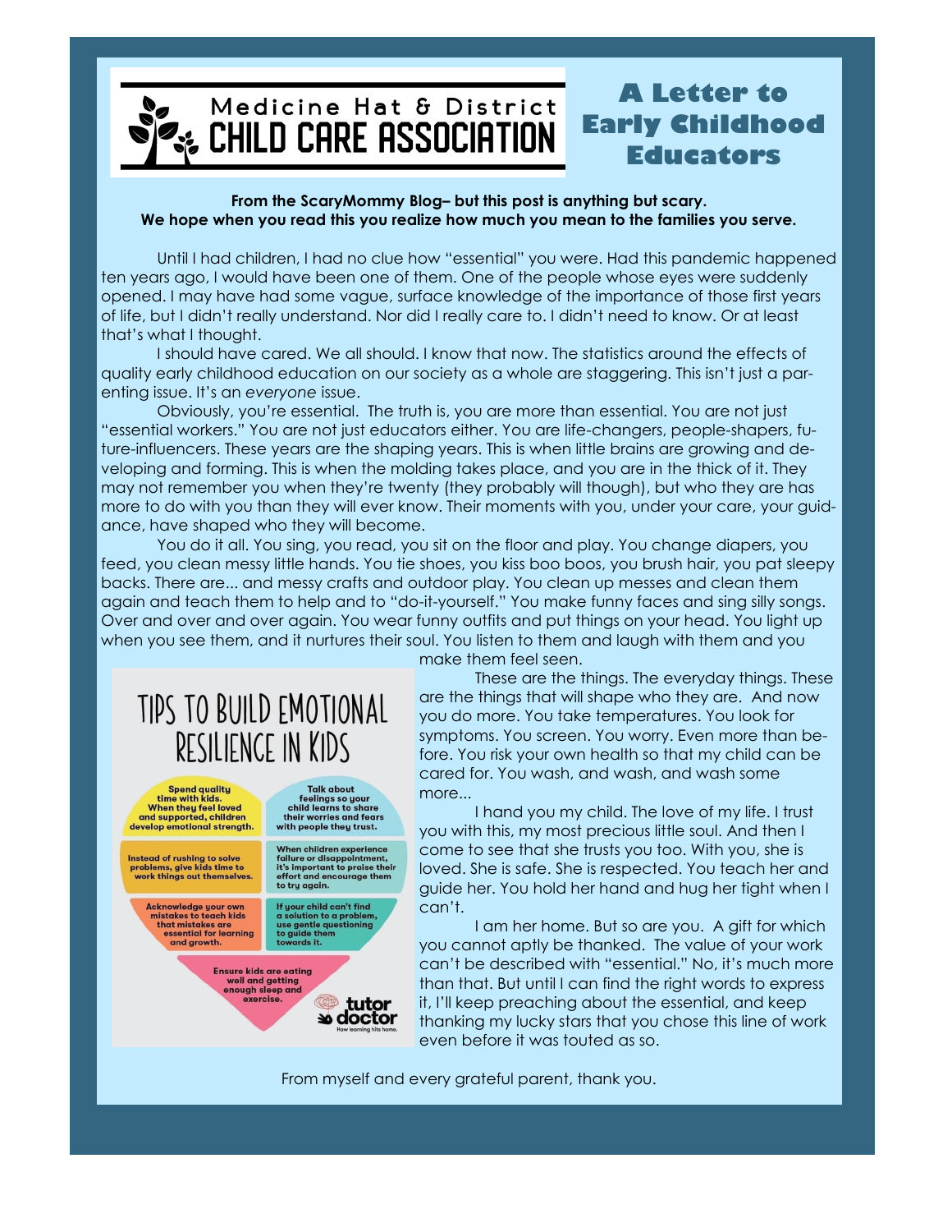Medicine Hat & District
CHILD CARE ASSOCIATION

# A Letter to Early Childhood Educators

**From the ScaryMommy Blog– but this post is anything but scary.**
**We hope when you read this you realize how much you mean to the families you serve.**

Until I had children, I had no clue how "essential" you were. Had this pandemic happened ten years ago, I would have been one of them. One of the people whose eyes were suddenly opened. I may have had some vague, surface knowledge of the importance of those first years of life, but I didn't really understand. Nor did I really care to. I didn't need to know. Or at least that's what I thought.

I should have cared. We all should. I know that now. The statistics around the effects of quality early childhood education on our society as a whole are staggering. This isn't just a parenting issue. It's an *everyone* issue.

Obviously, you're essential. The truth is, you are more than essential. You are not just "essential workers." You are not just educators either. You are life-changers, people-shapers, future-influencers. These years are the shaping years. This is when little brains are growing and developing and forming. This is when the molding takes place, and you are in the thick of it. They may not remember you when they're twenty (they probably will though), but who they are has more to do with you than they will ever know. Their moments with you, under your care, your guidance, have shaped who they will become.

You do it all. You sing, you read, you sit on the floor and play. You change diapers, you feed, you clean messy little hands. You tie shoes, you kiss boo boos, you brush hair, you pat sleepy backs. There are... and messy crafts and outdoor play. You clean up messes and clean them again and teach them to help and to "do-it-yourself." You make funny faces and sing silly songs. Over and over and over again. You wear funny outfits and put things on your head. You light up when you see them, and it nurtures their soul. You listen to them and laugh with them and you make them feel seen.

These are the things. The everyday things. These are the things that will shape who they are. And now you do more. You take temperatures. You look for symptoms. You screen. You worry. Even more than before. You risk your own health so that my child can be cared for. You wash, and wash, and wash some more...

I hand you my child. The love of my life. I trust you with this, my most precious little soul. And then I come to see that she trusts you too. With you, she is loved. She is safe. She is respected. You teach her and guide her. You hold her hand and hug her tight when I can't.

I am her home. But so are you. A gift for which you cannot aptly be thanked. The value of your work can't be described with "essential." No, it's much more than that. But until I can find the right words to express it, I'll keep preaching about the essential, and keep thanking my lucky stars that you chose this line of work even before it was touted as so.

From myself and every grateful parent, thank you.

## TIPS TO BUILD EMOTIONAL RESILIENCE IN KIDS

Spend quality time with kids. When they feel loved and supported, children develop emotional strength.

Talk about feelings so your child learns to share their worries and fears with people they trust.

Instead of rushing to solve problems, give kids time to work things out themselves.

When children experience failure or disappointment, it's important to praise their effort and encourage them to try again.

Acknowledge your own mistakes to teach kids that mistakes are essential for learning and growth.

If your child can't find a solution to a problem, use gentle questioning to guide them towards it.

Ensure kids are eating well and getting enough sleep and exercise.

tutor doctor
How learning hits home.